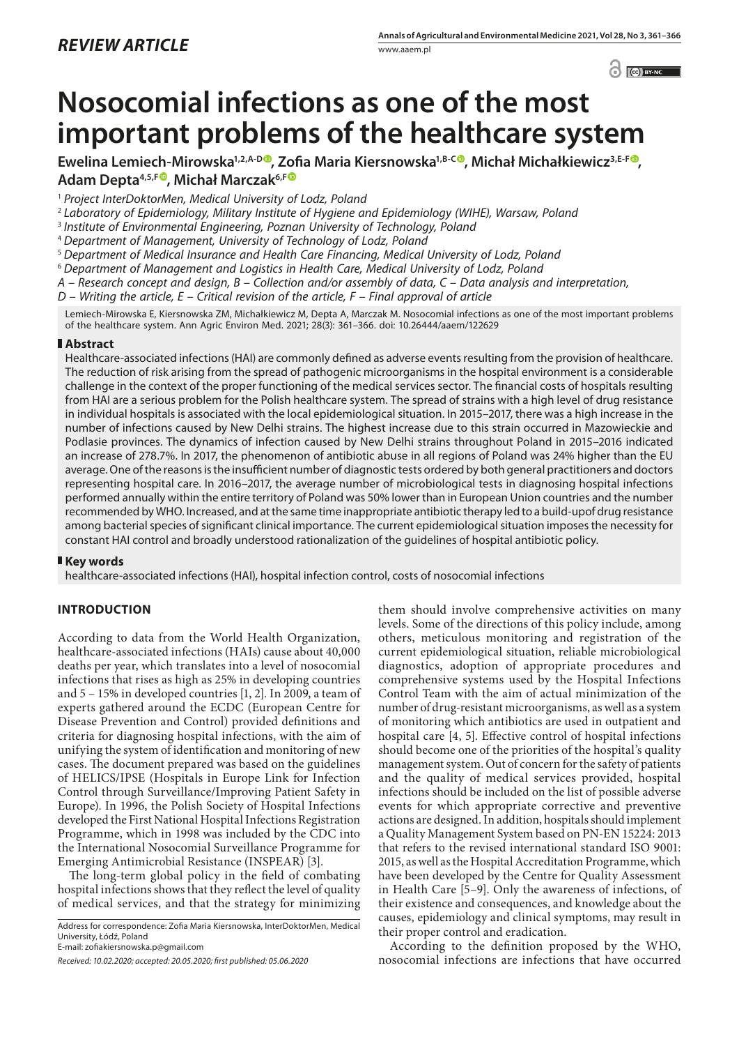*REVIEW ARTICLE*

# Nosocomial infections as one of the most important problems of the healthcare system

**Ewelina Lemiech-Mirowska[1,2,A-D], Zofia Maria Kiersnowska[1,B-C], Michał Michałkiewicz[3,E-F], Adam Depta[4,5,F], Michał Marczak[6,F]**

[1] *Project InterDoktorMen, Medical University of Lodz, Poland*
[2] *Laboratory of Epidemiology, Military Institute of Hygiene and Epidemiology (WIHE), Warsaw, Poland*
[3] *Institute of Environmental Engineering, Poznan University of Technology, Poland*
[4] *Department of Management, University of Technology of Lodz, Poland*
[5] *Department of Medical Insurance and Health Care Financing, Medical University of Lodz, Poland*
[6] *Department of Management and Logistics in Health Care, Medical University of Lodz, Poland*
*A – Research concept and design, B – Collection and/or assembly of data, C – Data analysis and interpretation, D – Writing the article, E – Critical revision of the article, F – Final approval of article*

Lemiech-Mirowska E, Kiersnowska ZM, Michałkiewicz M, Depta A, Marczak M. Nosocomial infections as one of the most important problems of the healthcare system. Ann Agric Environ Med. 2021; 28(3): 361–366. doi: 10.26444/aaem/122629

## Abstract

Healthcare-associated infections (HAI) are commonly defined as adverse events resulting from the provision of healthcare. The reduction of risk arising from the spread of pathogenic microorganisms in the hospital environment is a considerable challenge in the context of the proper functioning of the medical services sector. The financial costs of hospitals resulting from HAI are a serious problem for the Polish healthcare system. The spread of strains with a high level of drug resistance in individual hospitals is associated with the local epidemiological situation. In 2015–2017, there was a high increase in the number of infections caused by New Delhi strains. The highest increase due to this strain occurred in Mazowieckie and Podlasie provinces. The dynamics of infection caused by New Delhi strains throughout Poland in 2015–2016 indicated an increase of 278.7%. In 2017, the phenomenon of antibiotic abuse in all regions of Poland was 24% higher than the EU average. One of the reasons is the insufficient number of diagnostic tests ordered by both general practitioners and doctors representing hospital care. In 2016–2017, the average number of microbiological tests in diagnosing hospital infections performed annually within the entire territory of Poland was 50% lower than in European Union countries and the number recommended by WHO. Increased, and at the same time inappropriate antibiotic therapy led to a build-upof drug resistance among bacterial species of significant clinical importance. The current epidemiological situation imposes the necessity for constant HAI control and broadly understood rationalization of the guidelines of hospital antibiotic policy.

## Key words

healthcare-associated infections (HAI), hospital infection control, costs of nosocomial infections

## INTRODUCTION

According to data from the World Health Organization, healthcare-associated infections (HAIs) cause about 40,000 deaths per year, which translates into a level of nosocomial infections that rises as high as 25% in developing countries and 5 – 15% in developed countries [1, 2]. In 2009, a team of experts gathered around the ECDC (European Centre for Disease Prevention and Control) provided definitions and criteria for diagnosing hospital infections, with the aim of unifying the system of identification and monitoring of new cases. The document prepared was based on the guidelines of HELICS/IPSE (Hospitals in Europe Link for Infection Control through Surveillance/Improving Patient Safety in Europe). In 1996, the Polish Society of Hospital Infections developed the First National Hospital Infections Registration Programme, which in 1998 was included by the CDC into the International Nosocomial Surveillance Programme for Emerging Antimicrobial Resistance (INSPEAR) [3].

The long-term global policy in the field of combating hospital infections shows that they reflect the level of quality of medical services, and that the strategy for minimizing them should involve comprehensive activities on many levels. Some of the directions of this policy include, among others, meticulous monitoring and registration of the current epidemiological situation, reliable microbiological diagnostics, adoption of appropriate procedures and comprehensive systems used by the Hospital Infections Control Team with the aim of actual minimization of the number of drug-resistant microorganisms, as well as a system of monitoring which antibiotics are used in outpatient and hospital care [4, 5]. Effective control of hospital infections should become one of the priorities of the hospital's quality management system. Out of concern for the safety of patients and the quality of medical services provided, hospital infections should be included on the list of possible adverse events for which appropriate corrective and preventive actions are designed. In addition, hospitals should implement a Quality Management System based on PN-EN 15224: 2013 that refers to the revised international standard ISO 9001: 2015, as well as the Hospital Accreditation Programme, which have been developed by the Centre for Quality Assessment in Health Care [5–9]. Only the awareness of infections, of their existence and consequences, and knowledge about the causes, epidemiology and clinical symptoms, may result in their proper control and eradication.

According to the definition proposed by the WHO, nosocomial infections are infections that have occurred

Address for correspondence: Zofia Maria Kiersnowska, InterDoktorMen, Medical University, Łódź, Poland
E-mail: zofiakiersnowska.p@gmail.com

*Received: 10.02.2020; accepted: 20.05.2020; first published: 05.06.2020*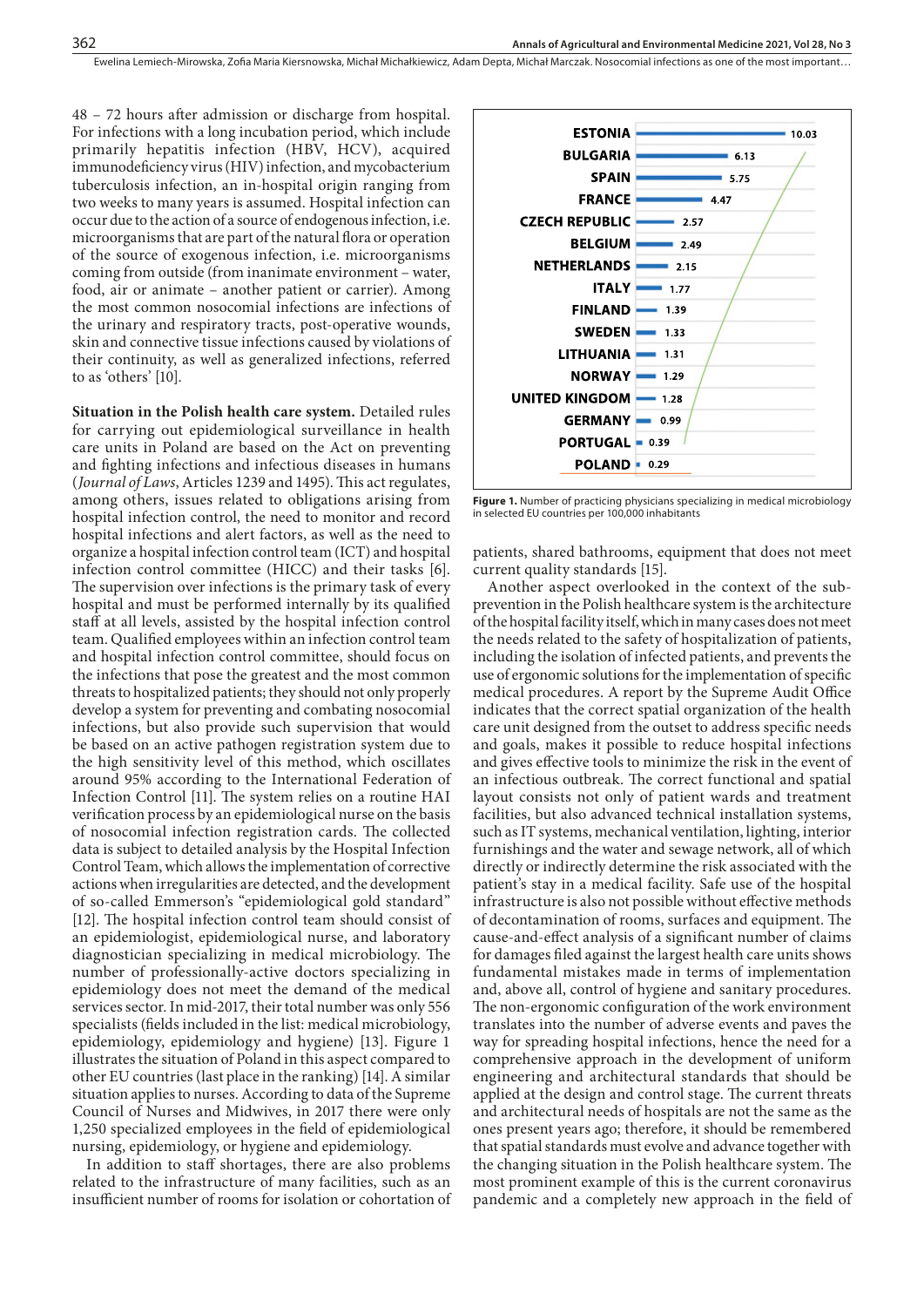48 – 72 hours after admission or discharge from hospital. For infections with a long incubation period, which include primarily hepatitis infection (HBV, HCV), acquired immunodeficiency virus (HIV) infection, and mycobacterium tuberculosis infection, an in-hospital origin ranging from two weeks to many years is assumed. Hospital infection can occur due to the action of a source of endogenous infection, i.e. microorganisms that are part of the natural flora or operation of the source of exogenous infection, i.e. microorganisms coming from outside (from inanimate environment – water, food, air or animate – another patient or carrier). Among the most common nosocomial infections are infections of the urinary and respiratory tracts, post-operative wounds, skin and connective tissue infections caused by violations of their continuity, as well as generalized infections, referred to as 'others' [10].

**Situation in the Polish health care system.** Detailed rules for carrying out epidemiological surveillance in health care units in Poland are based on the Act on preventing and fighting infections and infectious diseases in humans (*Journal of Laws*, Articles 1239 and 1495). This act regulates, among others, issues related to obligations arising from hospital infection control, the need to monitor and record hospital infections and alert factors, as well as the need to organize a hospital infection control team (ICT) and hospital infection control committee (HICC) and their tasks [6]. The supervision over infections is the primary task of every hospital and must be performed internally by its qualified staff at all levels, assisted by the hospital infection control team. Qualified employees within an infection control team and hospital infection control committee, should focus on the infections that pose the greatest and the most common threats to hospitalized patients; they should not only properly develop a system for preventing and combating nosocomial infections, but also provide such supervision that would be based on an active pathogen registration system due to the high sensitivity level of this method, which oscillates around 95% according to the International Federation of Infection Control [11]. The system relies on a routine HAI verification process by an epidemiological nurse on the basis of nosocomial infection registration cards. The collected data is subject to detailed analysis by the Hospital Infection Control Team, which allows the implementation of corrective actions when irregularities are detected, and the development of so-called Emmerson's "epidemiological gold standard" [12]. The hospital infection control team should consist of an epidemiologist, epidemiological nurse, and laboratory diagnostician specializing in medical microbiology. The number of professionally-active doctors specializing in epidemiology does not meet the demand of the medical services sector. In mid-2017, their total number was only 556 specialists (fields included in the list: medical microbiology, epidemiology, epidemiology and hygiene) [13]. Figure 1 illustrates the situation of Poland in this aspect compared to other EU countries (last place in the ranking) [14]. A similar situation applies to nurses. According to data of the Supreme Council of Nurses and Midwives, in 2017 there were only 1,250 specialized employees in the field of epidemiological nursing, epidemiology, or hygiene and epidemiology.

In addition to staff shortages, there are also problems related to the infrastructure of many facilities, such as an insufficient number of rooms for isolation or cohortation of patients, shared bathrooms, equipment that does not meet current quality standards [15].

| Country | Value |
|---|---|
| ESTONIA | 10.03 |
| BULGARIA | 6.13 |
| SPAIN | 5.75 |
| FRANCE | 4.47 |
| CZECH REPUBLIC | 2.57 |
| BELGIUM | 2.49 |
| NETHERLANDS | 2.15 |
| ITALY | 1.77 |
| FINLAND | 1.39 |
| SWEDEN | 1.33 |
| LITHUANIA | 1.31 |
| NORWAY | 1.29 |
| UNITED KINGDOM | 1.28 |
| GERMANY | 0.99 |
| PORTUGAL | 0.39 |
| POLAND | 0.29 |

**Figure 1.** Number of practicing physicians specializing in medical microbiology in selected EU countries per 100,000 inhabitants

Another aspect overlooked in the context of the sub-prevention in the Polish healthcare system is the architecture of the hospital facility itself, which in many cases does not meet the needs related to the safety of hospitalization of patients, including the isolation of infected patients, and prevents the use of ergonomic solutions for the implementation of specific medical procedures. A report by the Supreme Audit Office indicates that the correct spatial organization of the health care unit designed from the outset to address specific needs and goals, makes it possible to reduce hospital infections and gives effective tools to minimize the risk in the event of an infectious outbreak. The correct functional and spatial layout consists not only of patient wards and treatment facilities, but also advanced technical installation systems, such as IT systems, mechanical ventilation, lighting, interior furnishings and the water and sewage network, all of which directly or indirectly determine the risk associated with the patient's stay in a medical facility. Safe use of the hospital infrastructure is also not possible without effective methods of decontamination of rooms, surfaces and equipment. The cause-and-effect analysis of a significant number of claims for damages filed against the largest health care units shows fundamental mistakes made in terms of implementation and, above all, control of hygiene and sanitary procedures. The non-ergonomic configuration of the work environment translates into the number of adverse events and paves the way for spreading hospital infections, hence the need for a comprehensive approach in the development of uniform engineering and architectural standards that should be applied at the design and control stage. The current threats and architectural needs of hospitals are not the same as the ones present years ago; therefore, it should be remembered that spatial standards must evolve and advance together with the changing situation in the Polish healthcare system. The most prominent example of this is the current coronavirus pandemic and a completely new approach in the field of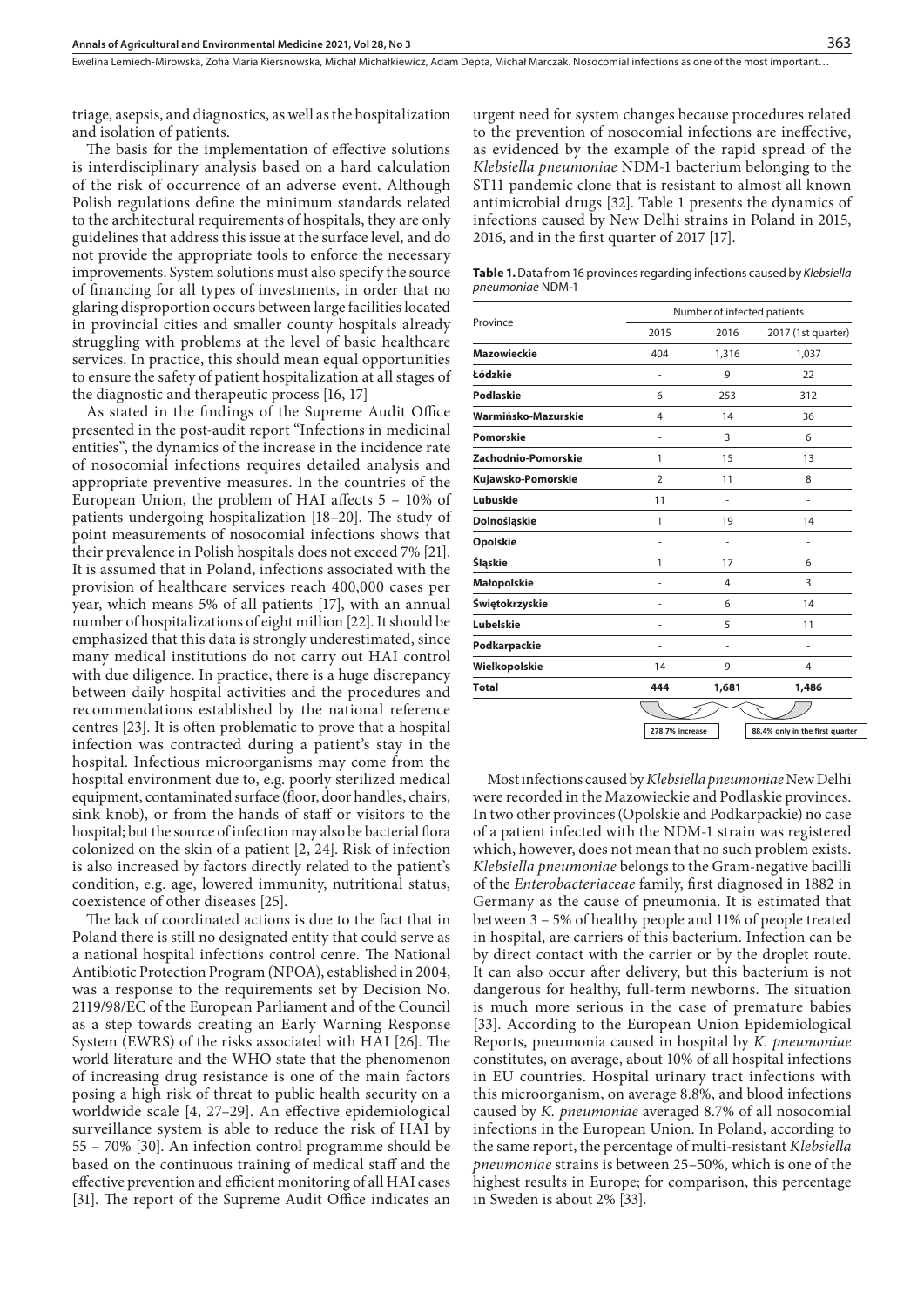triage, asepsis, and diagnostics, as well as the hospitalization and isolation of patients.

The basis for the implementation of effective solutions is interdisciplinary analysis based on a hard calculation of the risk of occurrence of an adverse event. Although Polish regulations define the minimum standards related to the architectural requirements of hospitals, they are only guidelines that address this issue at the surface level, and do not provide the appropriate tools to enforce the necessary improvements. System solutions must also specify the source of financing for all types of investments, in order that no glaring disproportion occurs between large facilities located in provincial cities and smaller county hospitals already struggling with problems at the level of basic healthcare services. In practice, this should mean equal opportunities to ensure the safety of patient hospitalization at all stages of the diagnostic and therapeutic process [16, 17]

As stated in the findings of the Supreme Audit Office presented in the post-audit report "Infections in medicinal entities", the dynamics of the increase in the incidence rate of nosocomial infections requires detailed analysis and appropriate preventive measures. In the countries of the European Union, the problem of HAI affects 5 – 10% of patients undergoing hospitalization [18–20]. The study of point measurements of nosocomial infections shows that their prevalence in Polish hospitals does not exceed 7% [21]. It is assumed that in Poland, infections associated with the provision of healthcare services reach 400,000 cases per year, which means 5% of all patients [17], with an annual number of hospitalizations of eight million [22]. It should be emphasized that this data is strongly underestimated, since many medical institutions do not carry out HAI control with due diligence. In practice, there is a huge discrepancy between daily hospital activities and the procedures and recommendations established by the national reference centres [23]. It is often problematic to prove that a hospital infection was contracted during a patient's stay in the hospital. Infectious microorganisms may come from the hospital environment due to, e.g. poorly sterilized medical equipment, contaminated surface (floor, door handles, chairs, sink knob), or from the hands of staff or visitors to the hospital; but the source of infection may also be bacterial flora colonized on the skin of a patient [2, 24]. Risk of infection is also increased by factors directly related to the patient's condition, e.g. age, lowered immunity, nutritional status, coexistence of other diseases [25].

The lack of coordinated actions is due to the fact that in Poland there is still no designated entity that could serve as a national hospital infections control centre. The National Antibiotic Protection Program (NPOA), established in 2004, was a response to the requirements set by Decision No. 2119/98/EC of the European Parliament and of the Council as a step towards creating an Early Warning Response System (EWRS) of the risks associated with HAI [26]. The world literature and the WHO state that the phenomenon of increasing drug resistance is one of the main factors posing a high risk of threat to public health security on a worldwide scale [4, 27–29]. An effective epidemiological surveillance system is able to reduce the risk of HAI by 55 – 70% [30]. An infection control programme should be based on the continuous training of medical staff and the effective prevention and efficient monitoring of all HAI cases [31]. The report of the Supreme Audit Office indicates an urgent need for system changes because procedures related to the prevention of nosocomial infections are ineffective, as evidenced by the example of the rapid spread of the *Klebsiella pneumoniae* NDM-1 bacterium belonging to the ST11 pandemic clone that is resistant to almost all known antimicrobial drugs [32]. Table 1 presents the dynamics of infections caused by New Delhi strains in Poland in 2015, 2016, and in the first quarter of 2017 [17].

**Table 1.** Data from 16 provinces regarding infections caused by *Klebsiella pneumoniae* NDM-1

| Province | Number of infected patients | | |
|---|---|---|---|
| | 2015 | 2016 | 2017 (1st quarter) |
| **Mazowieckie** | 404 | 1,316 | 1,037 |
| **Łódzkie** | - | 9 | 22 |
| **Podlaskie** | 6 | 253 | 312 |
| **Warmińsko-Mazurskie** | 4 | 14 | 36 |
| **Pomorskie** | - | 3 | 6 |
| **Zachodnio-Pomorskie** | 1 | 15 | 13 |
| **Kujawsko-Pomorskie** | 2 | 11 | 8 |
| **Lubuskie** | 11 | - | - |
| **Dolnośląskie** | 1 | 19 | 14 |
| **Opolskie** | - | - | - |
| **Śląskie** | 1 | 17 | 6 |
| **Małopolskie** | - | 4 | 3 |
| **Świętokrzyskie** | - | 6 | 14 |
| **Lubelskie** | - | 5 | 11 |
| **Podkarpackie** | - | - | - |
| **Wielkopolskie** | 14 | 9 | 4 |
| **Total** | **444** | **1,681** | **1,486** |
| | | 278.7% increase | 88.4% only in the first quarter |

Most infections caused by *Klebsiella pneumoniae* New Delhi were recorded in the Mazowieckie and Podlaskie provinces. In two other provinces (Opolskie and Podkarpackie) no case of a patient infected with the NDM-1 strain was registered which, however, does not mean that no such problem exists. *Klebsiella pneumoniae* belongs to the Gram-negative bacilli of the *Enterobacteriaceae* family, first diagnosed in 1882 in Germany as the cause of pneumonia. It is estimated that between 3 – 5% of healthy people and 11% of people treated in hospital, are carriers of this bacterium. Infection can be by direct contact with the carrier or by the droplet route. It can also occur after delivery, but this bacterium is not dangerous for healthy, full-term newborns. The situation is much more serious in the case of premature babies [33]. According to the European Union Epidemiological Reports, pneumonia caused in hospital by *K. pneumoniae* constitutes, on average, about 10% of all hospital infections in EU countries. Hospital urinary tract infections with this microorganism, on average 8.8%, and blood infections caused by *K. pneumoniae* averaged 8.7% of all nosocomial infections in the European Union. In Poland, according to the same report, the percentage of multi-resistant *Klebsiella pneumoniae* strains is between 25–50%, which is one of the highest results in Europe; for comparison, this percentage in Sweden is about 2% [33].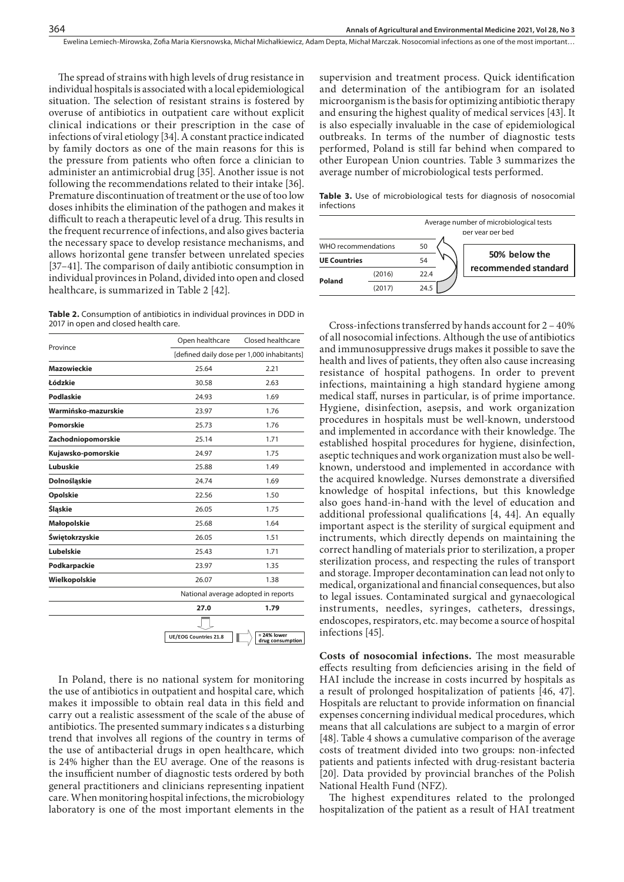The spread of strains with high levels of drug resistance in individual hospitals is associated with a local epidemiological situation. The selection of resistant strains is fostered by overuse of antibiotics in outpatient care without explicit clinical indications or their prescription in the case of infections of viral etiology [34]. A constant practice indicated by family doctors as one of the main reasons for this is the pressure from patients who often force a clinician to administer an antimicrobial drug [35]. Another issue is not following the recommendations related to their intake [36]. Premature discontinuation of treatment or the use of too low doses inhibits the elimination of the pathogen and makes it difficult to reach a therapeutic level of a drug. This results in the frequent recurrence of infections, and also gives bacteria the necessary space to develop resistance mechanisms, and allows horizontal gene transfer between unrelated species [37–41]. The comparison of daily antibiotic consumption in individual provinces in Poland, divided into open and closed healthcare, is summarized in Table 2 [42].

**Table 2.** Consumption of antibiotics in individual provinces in DDD in 2017 in open and closed health care.

| Province | Open healthcare | Closed healthcare |
|---|---|---|
| | [defined daily dose per 1,000 inhabitants] | |
| **Mazowieckie** | 25.64 | 2.21 |
| **Łódzkie** | 30.58 | 2.63 |
| **Podlaskie** | 24.93 | 1.69 |
| **Warmińsko-mazurskie** | 23.97 | 1.76 |
| **Pomorskie** | 25.73 | 1.76 |
| **Zachodniopomorskie** | 25.14 | 1.71 |
| **Kujawsko-pomorskie** | 24.97 | 1.75 |
| **Lubuskie** | 25.88 | 1.49 |
| **Dolnośląskie** | 24.74 | 1.69 |
| **Opolskie** | 22.56 | 1.50 |
| **Śląskie** | 26.05 | 1.75 |
| **Małopolskie** | 25.68 | 1.64 |
| **Świętokrzyskie** | 26.05 | 1.51 |
| **Lubelskie** | 25.43 | 1.71 |
| **Podkarpackie** | 23.97 | 1.35 |
| **Wielkopolskie** | 26.07 | 1.38 |
| | National average adopted in reports | |
| | **27.0** | **1.79** |
| | UE/EOG Countries 21.8 | = 24% lower drug consumption |

In Poland, there is no national system for monitoring the use of antibiotics in outpatient and hospital care, which makes it impossible to obtain real data in this field and carry out a realistic assessment of the scale of the abuse of antibiotics. The presented summary indicates s a disturbing trend that involves all regions of the country in terms of the use of antibacterial drugs in open healthcare, which is 24% higher than the EU average. One of the reasons is the insufficient number of diagnostic tests ordered by both general practitioners and clinicians representing inpatient care. When monitoring hospital infections, the microbiology laboratory is one of the most important elements in the supervision and treatment process. Quick identification and determination of the antibiogram for an isolated microorganism is the basis for optimizing antibiotic therapy and ensuring the highest quality of medical services [43]. It is also especially invaluable in the case of epidemiological outbreaks. In terms of the number of diagnostic tests performed, Poland is still far behind when compared to other European Union countries. Table 3 summarizes the average number of microbiological tests performed.

**Table 3.** Use of microbiological tests for diagnosis of nosocomial infections

| | | Average number of microbiological tests per year per bed |
|---|---|---|
| WHO recommendations | | 50 |
| **UE Countries** | | 54 |
| **Poland** | (2016) | 22.4 |
| | (2017) | 24.5 |

**50% below the recommended standard**

Cross-infections transferred by hands account for 2 – 40% of all nosocomial infections. Although the use of antibiotics and immunosuppressive drugs makes it possible to save the health and lives of patients, they often also cause increasing resistance of hospital pathogens. In order to prevent infections, maintaining a high standard hygiene among medical staff, nurses in particular, is of prime importance. Hygiene, disinfection, asepsis, and work organization procedures in hospitals must be well-known, understood and implemented in accordance with their knowledge. The established hospital procedures for hygiene, disinfection, aseptic techniques and work organization must also be well-known, understood and implemented in accordance with the acquired knowledge. Nurses demonstrate a diversified knowledge of hospital infections, but this knowledge also goes hand-in-hand with the level of education and additional professional qualifications [4, 44]. An equally important aspect is the sterility of surgical equipment and inctruments, which directly depends on maintaining the correct handling of materials prior to sterilization, a proper sterilization process, and respecting the rules of transport and storage. Improper decontamination can lead not only to medical, organizational and financial consequences, but also to legal issues. Contaminated surgical and gynaecological instruments, needles, syringes, catheters, dressings, endoscopes, respirators, etc. may become a source of hospital infections [45].

**Costs of nosocomial infections.** The most measurable effects resulting from deficiencies arising in the field of HAI include the increase in costs incurred by hospitals as a result of prolonged hospitalization of patients [46, 47]. Hospitals are reluctant to provide information on financial expenses concerning individual medical procedures, which means that all calculations are subject to a margin of error [48]. Table 4 shows a cumulative comparison of the average costs of treatment divided into two groups: non-infected patients and patients infected with drug-resistant bacteria [20]. Data provided by provincial branches of the Polish National Health Fund (NFZ).

The highest expenditures related to the prolonged hospitalization of the patient as a result of HAI treatment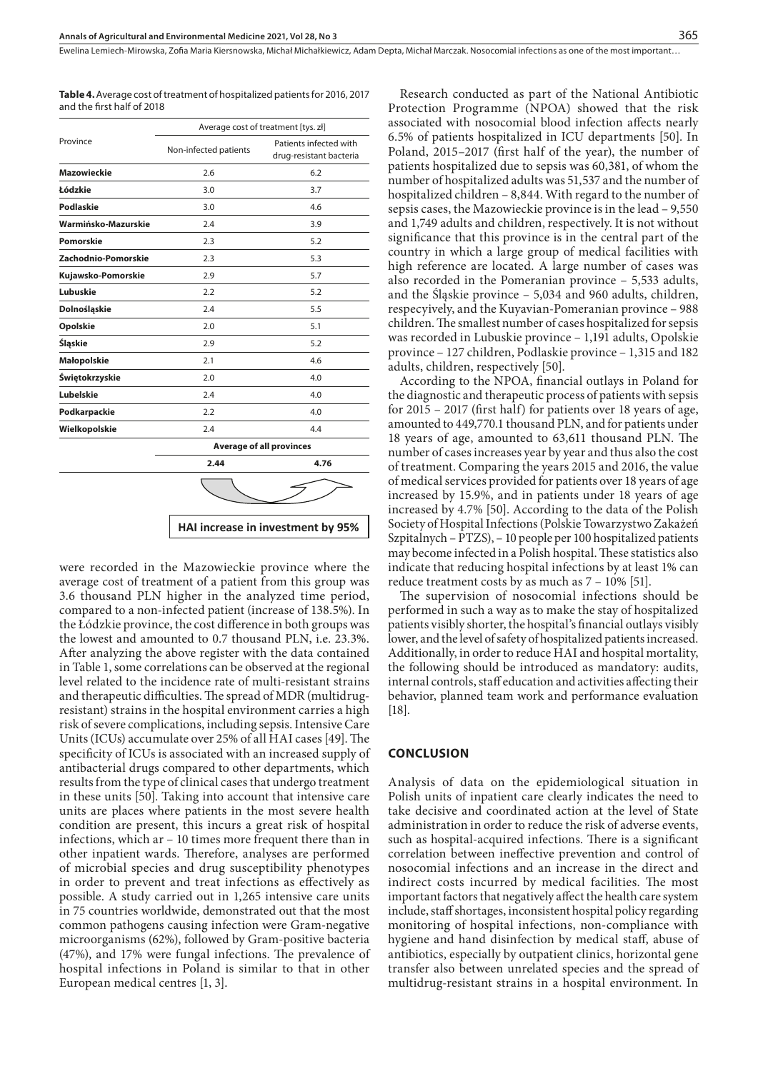**Table 4.** Average cost of treatment of hospitalized patients for 2016, 2017 and the first half of 2018

| Province | Average cost of treatment [tys. zł] | |
|---|---|---|
| | Non-infected patients | Patients infected with drug-resistant bacteria |
| **Mazowieckie** | 2.6 | 6.2 |
| **Łódzkie** | 3.0 | 3.7 |
| **Podlaskie** | 3.0 | 4.6 |
| **Warmińsko-Mazurskie** | 2.4 | 3.9 |
| **Pomorskie** | 2.3 | 5.2 |
| **Zachodnio-Pomorskie** | 2.3 | 5.3 |
| **Kujawsko-Pomorskie** | 2.9 | 5.7 |
| **Lubuskie** | 2.2 | 5.2 |
| **Dolnośląskie** | 2.4 | 5.5 |
| **Opolskie** | 2.0 | 5.1 |
| **Śląskie** | 2.9 | 5.2 |
| **Małopolskie** | 2.1 | 4.6 |
| **Świętokrzyskie** | 2.0 | 4.0 |
| **Lubelskie** | 2.4 | 4.0 |
| **Podkarpackie** | 2.2 | 4.0 |
| **Wielkopolskie** | 2.4 | 4.4 |
| | **Average of all provinces** | |
| | **2.44** | **4.76** |

**HAI increase in investment by 95%**

were recorded in the Mazowieckie province where the average cost of treatment of a patient from this group was 3.6 thousand PLN higher in the analyzed time period, compared to a non-infected patient (increase of 138.5%). In the Łódzkie province, the cost difference in both groups was the lowest and amounted to 0.7 thousand PLN, i.e. 23.3%. After analyzing the above register with the data contained in Table 1, some correlations can be observed at the regional level related to the incidence rate of multi-resistant strains and therapeutic difficulties. The spread of MDR (multidrug-resistant) strains in the hospital environment carries a high risk of severe complications, including sepsis. Intensive Care Units (ICUs) accumulate over 25% of all HAI cases [49]. The specificity of ICUs is associated with an increased supply of antibacterial drugs compared to other departments, which results from the type of clinical cases that undergo treatment in these units [50]. Taking into account that intensive care units are places where patients in the most severe health condition are present, this incurs a great risk of hospital infections, which ar – 10 times more frequent there than in other inpatient wards. Therefore, analyses are performed of microbial species and drug susceptibility phenotypes in order to prevent and treat infections as effectively as possible. A study carried out in 1,265 intensive care units in 75 countries worldwide, demonstrated out that the most common pathogens causing infection were Gram-negative microorganisms (62%), followed by Gram-positive bacteria (47%), and 17% were fungal infections. The prevalence of hospital infections in Poland is similar to that in other European medical centres [1, 3].

Research conducted as part of the National Antibiotic Protection Programme (NPOA) showed that the risk associated with nosocomial blood infection affects nearly 6.5% of patients hospitalized in ICU departments [50]. In Poland, 2015–2017 (first half of the year), the number of patients hospitalized due to sepsis was 60,381, of whom the number of hospitalized adults was 51,537 and the number of hospitalized children – 8,844. With regard to the number of sepsis cases, the Mazowieckie province is in the lead – 9,550 and 1,749 adults and children, respectively. It is not without significance that this province is in the central part of the country in which a large group of medical facilities with high reference are located. A large number of cases was also recorded in the Pomeranian province – 5,533 adults, and the Śląskie province – 5,034 and 960 adults, children, respecyively, and the Kuyavian-Pomeranian province – 988 children. The smallest number of cases hospitalized for sepsis was recorded in Lubuskie province – 1,191 adults, Opolskie province – 127 children, Podlaskie province – 1,315 and 182 adults, children, respectively [50].

According to the NPOA, financial outlays in Poland for the diagnostic and therapeutic process of patients with sepsis for 2015 – 2017 (first half) for patients over 18 years of age, amounted to 449,770.1 thousand PLN, and for patients under 18 years of age, amounted to 63,611 thousand PLN. The number of cases increases year by year and thus also the cost of treatment. Comparing the years 2015 and 2016, the value of medical services provided for patients over 18 years of age increased by 15.9%, and in patients under 18 years of age increased by 4.7% [50]. According to the data of the Polish Society of Hospital Infections (Polskie Towarzystwo Zakażeń Szpitalnych – PTZS), – 10 people per 100 hospitalized patients may become infected in a Polish hospital. These statistics also indicate that reducing hospital infections by at least 1% can reduce treatment costs by as much as 7 – 10% [51].

The supervision of nosocomial infections should be performed in such a way as to make the stay of hospitalized patients visibly shorter, the hospital's financial outlays visibly lower, and the level of safety of hospitalized patients increased. Additionally, in order to reduce HAI and hospital mortality, the following should be introduced as mandatory: audits, internal controls, staff education and activities affecting their behavior, planned team work and performance evaluation [18].

## CONCLUSION

Analysis of data on the epidemiological situation in Polish units of inpatient care clearly indicates the need to take decisive and coordinated action at the level of State administration in order to reduce the risk of adverse events, such as hospital-acquired infections. There is a significant correlation between ineffective prevention and control of nosocomial infections and an increase in the direct and indirect costs incurred by medical facilities. The most important factors that negatively affect the health care system include, staff shortages, inconsistent hospital policy regarding monitoring of hospital infections, non-compliance with hygiene and hand disinfection by medical staff, abuse of antibiotics, especially by outpatient clinics, horizontal gene transfer also between unrelated species and the spread of multidrug-resistant strains in a hospital environment. In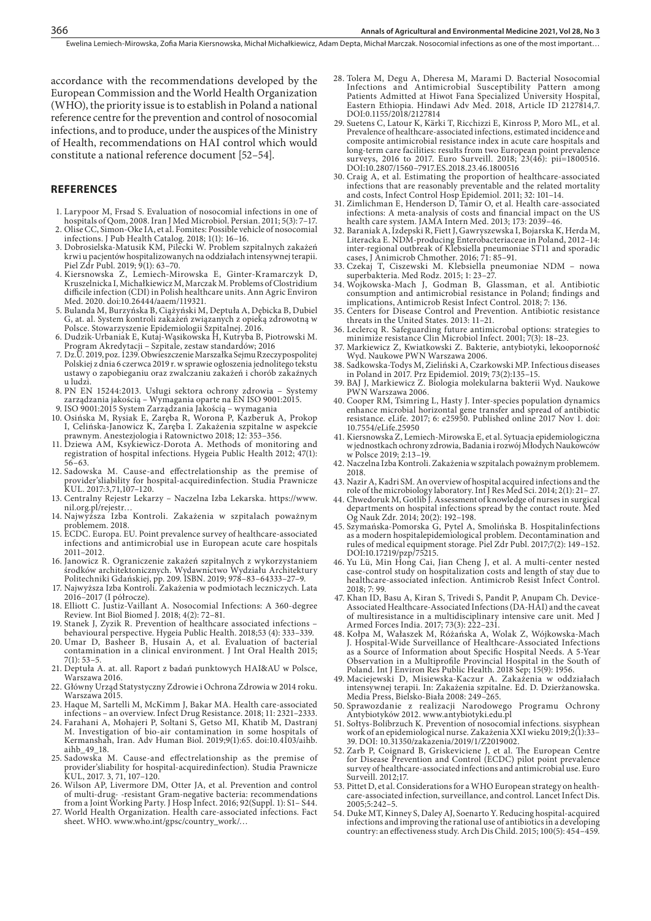accordance with the recommendations developed by the European Commission and the World Health Organization (WHO), the priority issue is to establish in Poland a national reference centre for the prevention and control of nosocomial infections, and to produce, under the auspices of the Ministry of Health, recommendations on HAI control which would constitute a national reference document [52–54].

## REFERENCES

1. Larypoor M, Frsad S. Evaluation of nosocomial infections in one of hospitals of Qom, 2008. Iran J Med Microbiol. Persian. 2011; 5(3): 7–17.
2. Olise CC, Simon-Oke IA, et al. Fomites: Possible vehicle of nosocomial infections. J Pub Health Catalog. 2018; 1(1): 16–16.
3. Dobrosielska-Matusik KM, Pilecki W. Problem szpitalnych zakażeń krwi u pacjentów hospitalizowanych na oddziałach intensywnej terapii. Piel Zdr Publ. 2019; 9(1): 63–70.
4. Kiersnowska Z, Lemiech-Mirowska E, Ginter-Kramarczyk D, Kruszelnicka I, Michałkiewicz M, Marczak M. Problems of Clostridium difficile infection (CDI) in Polish healthcare units. Ann Agric Environ Med. 2020. doi:10.26444/aaem/119321.
5. Bulanda M, Burzyńska B, Ciążyński M, Deptuła A, Dębicka B, Dubiel G, at. al. System kontroli zakażeń związanych z opieką zdrowotną w Polsce. Stowarzyszenie Epidemiologii Szpitalnej. 2016.
6. Dudzik-Urbaniak E, Kutaj-Wąsikowska H, Kutryba B, Piotrowski M. Program Akredytacji – Szpitale, zestaw standardów; 2016
7. Dz.U. 2019, poz. 1239. Obwieszczenie Marszałka Sejmu Rzeczypospolitej Polskiej z dnia 6 czerwca 2019 r. w sprawie ogłoszenia jednolitego tekstu ustawy o zapobieganiu oraz zwalczaniu zakażeń i chorób zakaźnych u ludzi.
8. PN EN 15244:2013. Usługi sektora ochrony zdrowia – Systemy zarządzania jakością – Wymagania oparte na EN ISO 9001:2015.
9. ISO 9001:2015 System Zarządzania Jakością – wymagania
10. Osińska M, Rysiak E, Zaręba R, Worona P, Kazberuk A, Prokop I, Celińska-Janowicz K, Zaręba I. Zakażenia szpitalne w aspekcie prawnym. Anestezjologia i Ratownictwo 2018; 12: 353–356.
11. Dziewa AM, Ksykiewicz-Dorota A. Methods of monitoring and registration of hospital infections. Hygeia Public Health 2012; 47(1): 56–63.
12. Sadowska M. Cause-and effectrelationship as the premise of provider'sliability for hospital-acquiredinfection. Studia Prawnicze KUL. 2017:3,71,107–120.
13. Centralny Rejestr Lekarzy – Naczelna Izba Lekarska. https://www.nil.org.pl/rejestr…
14. Najwyższa Izba Kontroli. Zakażenia w szpitalach poważnym problemem. 2018.
15. ECDC. Europa. EU. Point prevalence survey of healthcare-associated infections and antimicrobial use in European acute care hospitals 2011–2012.
16. Janowicz R. Ograniczenie zakażeń szpitalnych z wykorzystaniem środków architektonicznych. Wydawnictwo Wydziału Architektury Politechniki Gdańskiej, pp. 209. ISBN. 2019; 978–83–64333–27–9.
17. Najwyższa Izba Kontroli. Zakażenia w podmiotach leczniczych. Lata 2016–2017 (I półrocze).
18. Elliott C. Justiz-Vaillant A. Nosocomial Infections: A 360-degree Review. Int Biol Biomed J. 2018; 4(2): 72–81.
19. Stanek J, Zyzik R. Prevention of healthcare associated infections – behavioural perspective. Hygeia Public Health. 2018;53 (4): 333–339.
20. Umar D, Basheer B, Husain A, et al. Evaluation of bacterial contamination in a clinical environment. J Int Oral Health 2015; 7(1): 53–5.
21. Deptuła A. at. all. Raport z badań punktowych HAI&AU w Polsce, Warszawa 2016.
22. Główny Urząd Statystyczny Zdrowie i Ochrona Zdrowia w 2014 roku. Warszawa 2015.
23. Haque M, Sartelli M, McKimm J, Bakar MA. Health care-associated infections – an overview. Infect Drug Resistance. 2018; 11: 2321–2333.
24. Farahani A, Mohajeri P, Soltani S, Getso MI, Khatib M, Dastranj M. Investigation of bio-air contamination in some hospitals of Kermanshah, Iran. Adv Human Biol. 2019;9(1):65. doi:10.4103/aihb.aihb_49_18.
25. Sadowska M. Cause-and effectrelationship as the premise of provider'sliability for hospital-acquiredinfection). Studia Prawnicze KUL, 2017. 3, 71, 107–120.
26. Wilson AP, Livermore DM, Otter JA, et al. Prevention and control of multi-drug- -resistant Gram-negative bacteria: recommendations from a Joint Working Party. J Hosp Infect. 2016; 92(Suppl. 1): S1– S44.
27. World Health Organization. Health care-associated infections. Fact sheet. WHO. www.who.int/gpsc/country_work/…
28. Tolera M, Degu A, Dheresa M, Marami D. Bacterial Nosocomial Infections and Antimicrobial Susceptibility Pattern among Patients Admitted at Hiwot Fana Specialized University Hospital, Eastern Ethiopia. Hindawi Adv Med. 2018, Article ID 2127814,7. DOI:0.1155/2018/2127814
29. Suetens C, Latour K, Kärki T, Ricchizzi E, Kinross P, Moro ML, et al. Prevalence of healthcare-associated infections, estimated incidence and composite antimicrobial resistance index in acute care hospitals and long-term care facilities: results from two European point prevalence surveys, 2016 to 2017. Euro Surveill. 2018; 23(46): pii=1800516. DOI:10.2807/1560–7917.ES.2018.23.46.1800516
30. Craig A, et al. Estimating the proportion of healthcare-associated infections that are reasonably preventable and the related mortality and costs, Infect Control Hosp Epidemiol. 2011; 32: 101–14.
31. Zimlichman E, Henderson D, Tamir O, et al. Health care-associated infections: A meta-analysis of costs and financial impact on the US health care system. JAMA Intern Med. 2013; 173: 2039–46.
32. Baraniak A, Izdepski R, Fiett J, Gawryszewska I, Bojarska K, Herda M, Literacka E. NDM-producing Enterobacteriaceae in Poland, 2012–14: inter-regional outbreak of Klebsiella pneumoniae ST11 and sporadic cases, J Animicrob Chmother. 2016; 71: 85–91.
33. Czekaj T, Ciszewski M. Klebsiella pneumoniae NDM – nowa superbakteria. Med Rodz. 2015; 1: 23–27.
34. Wojkowska-Mach J, Godman B, Glassman, et al. Antibiotic consumption and antimicrobial resistance in Poland; findings and implications, Antimicrob Resist Infect Control. 2018; 7: 136.
35. Centers for Disease Control and Prevention. Antibiotic resistance threats in the United States. 2013: 11–21.
36. Leclercq R. Safeguarding future antimicrobal options: strategies to minimize resistance Clin Microbiol Infect. 2001; 7(3): 18–23.
37. Markiewicz Z, Kwiatkowski Z. Bakterie, antybiotyki, lekooporność Wyd. Naukowe PWN Warszawa 2006.
38. Sadkowska-Todys M, Zieliński A, Czarkowski MP. Infectious diseases in Poland in 2017. Prz Epidemiol. 2019; 73(2):135–15.
39. BAJ J, Markiewicz Z. Biologia molekularna bakterii Wyd. Naukowe PWN Warszawa 2006.
40. Cooper RM, Tsimring L, Hasty J. Inter-species population dynamics enhance microbial horizontal gene transfer and spread of antibiotic resistance. eLife. 2017; 6: e25950. Published online 2017 Nov 1. doi: 10.7554/eLife.25950
41. Kiersnowska Z, Lemiech-Mirowska E, et al. Sytuacja epidemiologiczna w jednostkach ochrony zdrowia, Badania i rozwój Młodych Naukowców w Polsce 2019; 2:13–19.
42. Naczelna Izba Kontroli. Zakażenia w szpitalach poważnym problemem. 2018.
43. Nazir A, Kadri SM. An overview of hospital acquired infections and the role of the microbiology laboratory. Int J Res Med Sci. 2014; 2(1): 21– 27.
44. Chwedoruk M, Gotlib J. Assessment of knowledge of nurses in surgical departments on hospital infections spread by the contact route. Med Og Nauk Zdr. 2014; 20(2): 192–198.
45. Szymańska-Pomorska G, Pytel A, Smolińska B. Hospitalinfections as a modern hospitalepidemiological problem. Decontamination and rules of medical equipment storage. Piel Zdr Publ. 2017;7(2): 149–152. DOI:10.17219/pzp/75215.
46. Yu Lü, Min Hong Cai, Jian Cheng J, et al. A multi-center nested case-control study on hospitalization costs and length of stay due to healthcare-associated infection. Antimicrob Resist Infect Control. 2018; 7: 99.
47. Khan ID, Basu A, Kiran S, Trivedi S, Pandit P, Anupam Ch. Device-Associated Healthcare-Associated Infections (DA-HAI) and the caveat of multiresistance in a multidisciplinary intensive care unit. Med J Armed Forces India. 2017; 73(3): 222–231.
48. Kołpa M, Wałaszek M, Różańska A, Wolak Z, Wójkowska-Mach J. Hospital-Wide Surveillance of Healthcare-Associated Infections as a Source of Information about Specific Hospital Needs. A 5-Year Observation in a Multiprofile Provincial Hospital in the South of Poland. Int J Environ Res Public Health. 2018 Sep; 15(9): 1956.
49. Maciejewski D, Misiewska-Kaczur A. Zakażenia w oddziałach intensywnej terapii. In: Zakażenia szpitalne. Ed. D. Dzierżanowska. Media Press, Bielsko-Biała 2008: 249–265.
50. Sprawozdanie z realizacji Narodowego Programu Ochrony Antybiotyków 2012. www.antybiotyki.edu.pl
51. Sołtys-Bolibrzuch K. Prevention of nosocomial infections. sisyphean work of an epidemiological nurse. Zakażenia XXI wieku 2019;2(1):33–39. DOI: 10.31350/zakazenia/2019/1/Z2019002.
52. Zarb P, Coignard B, Griskeviciene J, et al. The European Centre for Disease Prevention and Control (ECDC) pilot point prevalence survey of healthcare-associated infections and antimicrobial use. Euro Surveill. 2012;17.
53. Pittet D, et al. Considerations for a WHO European strategy on health-care-associated infection, surveillance, and control. Lancet Infect Dis. 2005;5:242–5.
54. Duke MT, Kinney S, Daley AJ, Soenarto Y. Reducing hospital-acquired infections and improving the rational use of antibiotics in a developing country: an effectiveness study. Arch Dis Child. 2015; 100(5): 454–459.